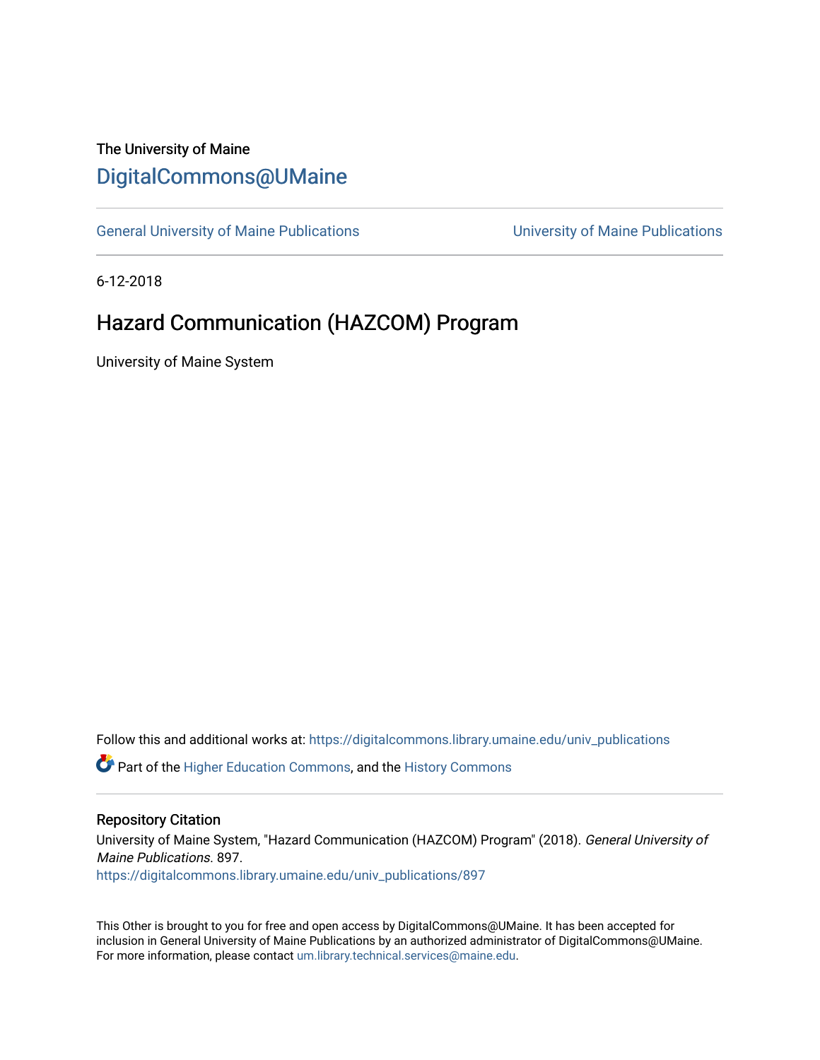The University of Maine

[DigitalCommons@UMaine](https://digitalcommons.library.umaine.edu/)

---

General University of Maine Publications | University of Maine Publications

---

6-12-2018

# Hazard Communication (HAZCOM) Program

University of Maine System

Follow this and additional works at: https://digitalcommons.library.umaine.edu/univ_publications

Part of the Higher Education Commons, and the History Commons

---

## Repository Citation

University of Maine System, "Hazard Communication (HAZCOM) Program" (2018). *General University of Maine Publications*. 897.
https://digitalcommons.library.umaine.edu/univ_publications/897

This Other is brought to you for free and open access by DigitalCommons@UMaine. It has been accepted for inclusion in General University of Maine Publications by an authorized administrator of DigitalCommons@UMaine. For more information, please contact um.library.technical.services@maine.edu.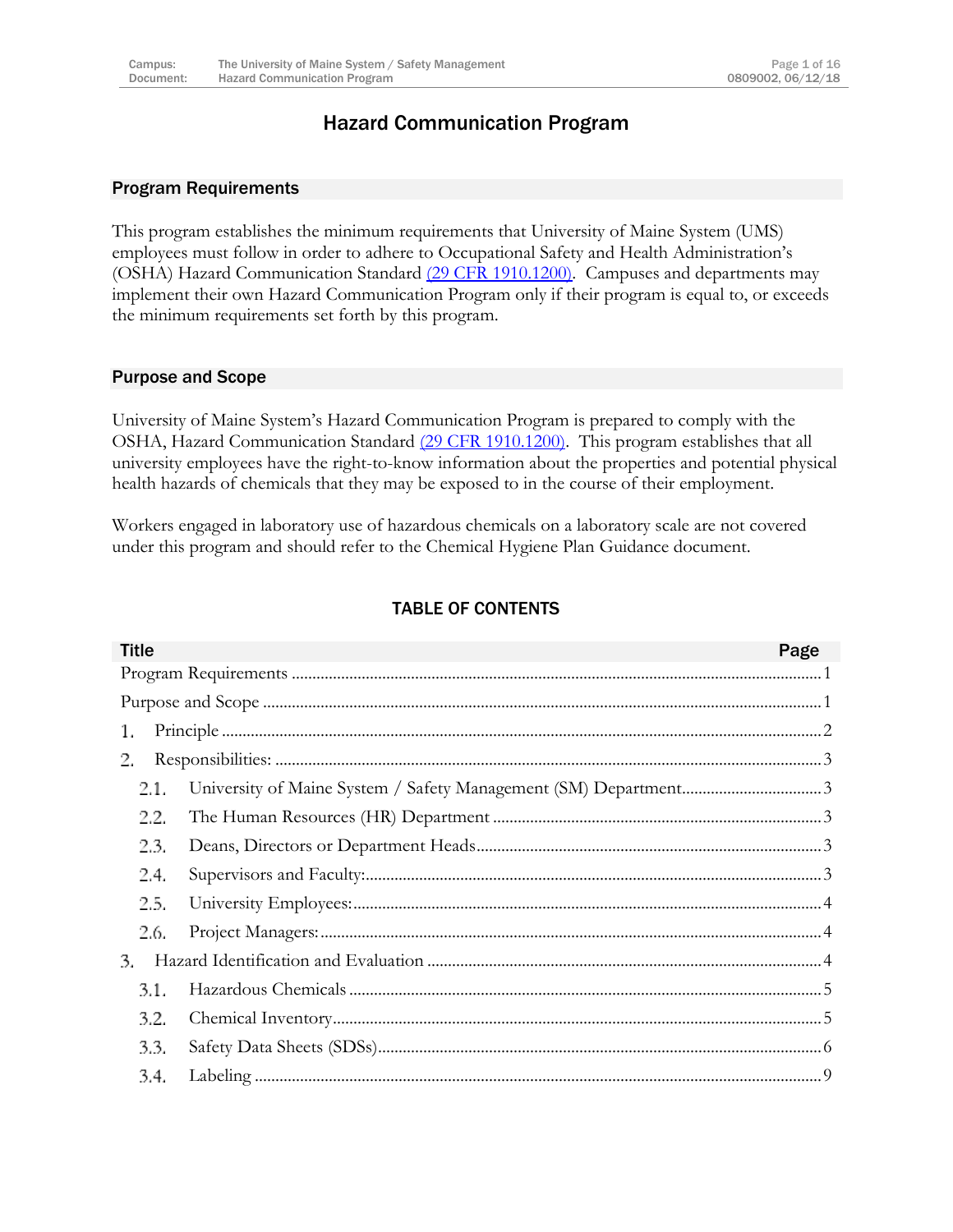# Hazard Communication Program

## Program Requirements

This program establishes the minimum requirements that University of Maine System (UMS) employees must follow in order to adhere to Occupational Safety and Health Administration's (OSHA) Hazard Communication Standard (29 CFR 1910.1200). Campuses and departments may implement their own Hazard Communication Program only if their program is equal to, or exceeds the minimum requirements set forth by this program.

## Purpose and Scope

University of Maine System's Hazard Communication Program is prepared to comply with the OSHA, Hazard Communication Standard (29 CFR 1910.1200). This program establishes that all university employees have the right-to-know information about the properties and potential physical health hazards of chemicals that they may be exposed to in the course of their employment.

Workers engaged in laboratory use of hazardous chemicals on a laboratory scale are not covered under this program and should refer to the Chemical Hygiene Plan Guidance document.

### TABLE OF CONTENTS

| Title | Page |
| --- | --- |
| Program Requirements | 1 |
| Purpose and Scope | 1 |
| 1. Principle | 2 |
| 2. Responsibilities: | 3 |
| 2.1. University of Maine System / Safety Management (SM) Department | 3 |
| 2.2. The Human Resources (HR) Department | 3 |
| 2.3. Deans, Directors or Department Heads | 3 |
| 2.4. Supervisors and Faculty: | 3 |
| 2.5. University Employees: | 4 |
| 2.6. Project Managers: | 4 |
| 3. Hazard Identification and Evaluation | 4 |
| 3.1. Hazardous Chemicals | 5 |
| 3.2. Chemical Inventory | 5 |
| 3.3. Safety Data Sheets (SDSs) | 6 |
| 3.4. Labeling | 9 |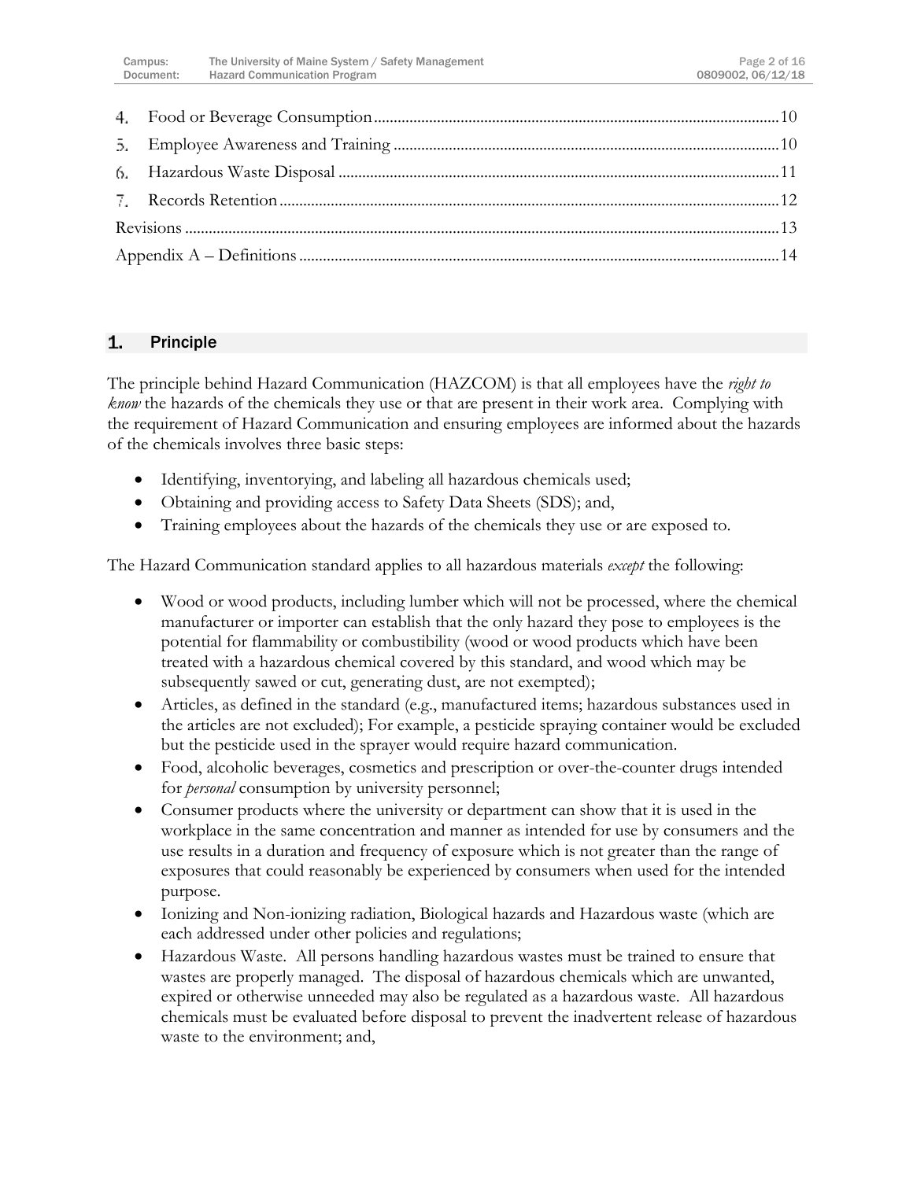4. Food or Beverage Consumption ........ 10
5. Employee Awareness and Training ........ 10
6. Hazardous Waste Disposal ........ 11
7. Records Retention ........ 12

Revisions ........ 13

Appendix A – Definitions ........ 14

## 1. Principle

The principle behind Hazard Communication (HAZCOM) is that all employees have the *right to know* the hazards of the chemicals they use or that are present in their work area. Complying with the requirement of Hazard Communication and ensuring employees are informed about the hazards of the chemicals involves three basic steps:

- Identifying, inventorying, and labeling all hazardous chemicals used;
- Obtaining and providing access to Safety Data Sheets (SDS); and,
- Training employees about the hazards of the chemicals they use or are exposed to.

The Hazard Communication standard applies to all hazardous materials *except* the following:

- Wood or wood products, including lumber which will not be processed, where the chemical manufacturer or importer can establish that the only hazard they pose to employees is the potential for flammability or combustibility (wood or wood products which have been treated with a hazardous chemical covered by this standard, and wood which may be subsequently sawed or cut, generating dust, are not exempted);
- Articles, as defined in the standard (e.g., manufactured items; hazardous substances used in the articles are not excluded); For example, a pesticide spraying container would be excluded but the pesticide used in the sprayer would require hazard communication.
- Food, alcoholic beverages, cosmetics and prescription or over-the-counter drugs intended for *personal* consumption by university personnel;
- Consumer products where the university or department can show that it is used in the workplace in the same concentration and manner as intended for use by consumers and the use results in a duration and frequency of exposure which is not greater than the range of exposures that could reasonably be experienced by consumers when used for the intended purpose.
- Ionizing and Non-ionizing radiation, Biological hazards and Hazardous waste (which are each addressed under other policies and regulations;
- Hazardous Waste. All persons handling hazardous wastes must be trained to ensure that wastes are properly managed. The disposal of hazardous chemicals which are unwanted, expired or otherwise unneeded may also be regulated as a hazardous waste. All hazardous chemicals must be evaluated before disposal to prevent the inadvertent release of hazardous waste to the environment; and,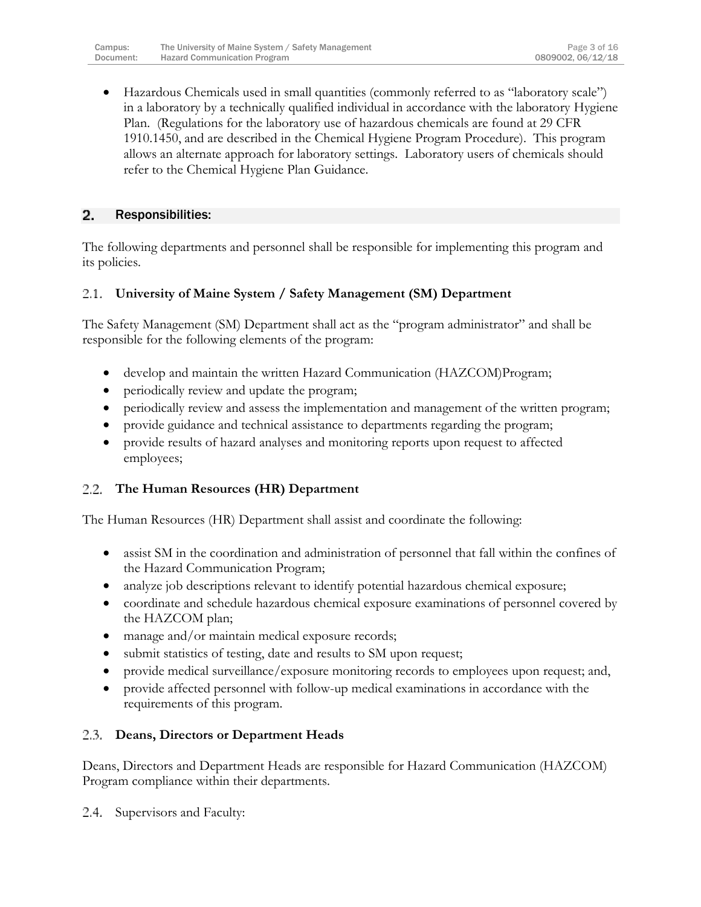- Hazardous Chemicals used in small quantities (commonly referred to as "laboratory scale") in a laboratory by a technically qualified individual in accordance with the laboratory Hygiene Plan. (Regulations for the laboratory use of hazardous chemicals are found at 29 CFR 1910.1450, and are described in the Chemical Hygiene Program Procedure). This program allows an alternate approach for laboratory settings. Laboratory users of chemicals should refer to the Chemical Hygiene Plan Guidance.

## 2. Responsibilities:

The following departments and personnel shall be responsible for implementing this program and its policies.

### 2.1. University of Maine System / Safety Management (SM) Department

The Safety Management (SM) Department shall act as the "program administrator" and shall be responsible for the following elements of the program:

- develop and maintain the written Hazard Communication (HAZCOM)Program;
- periodically review and update the program;
- periodically review and assess the implementation and management of the written program;
- provide guidance and technical assistance to departments regarding the program;
- provide results of hazard analyses and monitoring reports upon request to affected employees;

### 2.2. The Human Resources (HR) Department

The Human Resources (HR) Department shall assist and coordinate the following:

- assist SM in the coordination and administration of personnel that fall within the confines of the Hazard Communication Program;
- analyze job descriptions relevant to identify potential hazardous chemical exposure;
- coordinate and schedule hazardous chemical exposure examinations of personnel covered by the HAZCOM plan;
- manage and/or maintain medical exposure records;
- submit statistics of testing, date and results to SM upon request;
- provide medical surveillance/exposure monitoring records to employees upon request; and,
- provide affected personnel with follow-up medical examinations in accordance with the requirements of this program.

### 2.3. Deans, Directors or Department Heads

Deans, Directors and Department Heads are responsible for Hazard Communication (HAZCOM) Program compliance within their departments.

### 2.4. Supervisors and Faculty: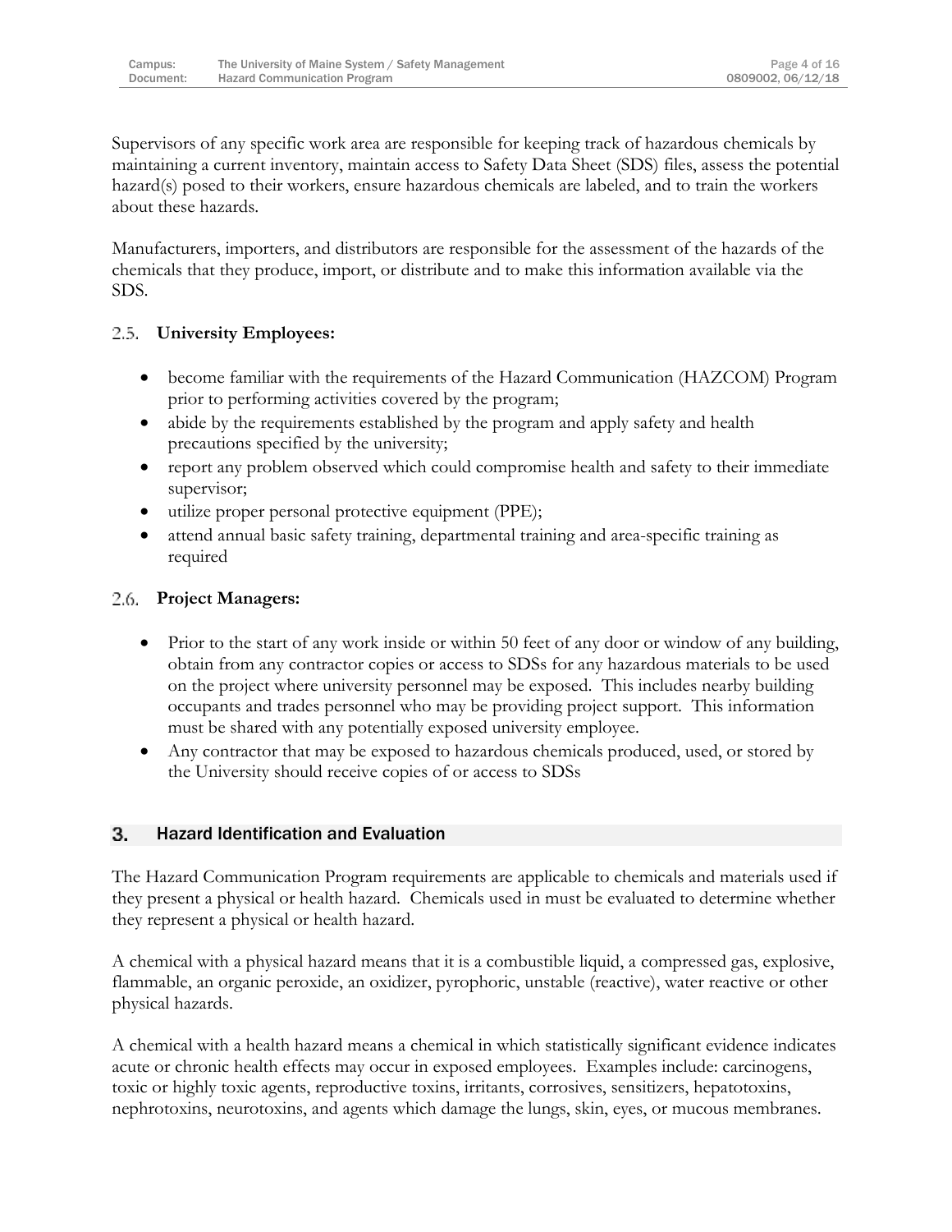Supervisors of any specific work area are responsible for keeping track of hazardous chemicals by maintaining a current inventory, maintain access to Safety Data Sheet (SDS) files, assess the potential hazard(s) posed to their workers, ensure hazardous chemicals are labeled, and to train the workers about these hazards.

Manufacturers, importers, and distributors are responsible for the assessment of the hazards of the chemicals that they produce, import, or distribute and to make this information available via the SDS.

### 2.5. University Employees:

- become familiar with the requirements of the Hazard Communication (HAZCOM) Program prior to performing activities covered by the program;
- abide by the requirements established by the program and apply safety and health precautions specified by the university;
- report any problem observed which could compromise health and safety to their immediate supervisor;
- utilize proper personal protective equipment (PPE);
- attend annual basic safety training, departmental training and area-specific training as required

### 2.6. Project Managers:

- Prior to the start of any work inside or within 50 feet of any door or window of any building, obtain from any contractor copies or access to SDSs for any hazardous materials to be used on the project where university personnel may be exposed. This includes nearby building occupants and trades personnel who may be providing project support. This information must be shared with any potentially exposed university employee.
- Any contractor that may be exposed to hazardous chemicals produced, used, or stored by the University should receive copies of or access to SDSs

## 3. Hazard Identification and Evaluation

The Hazard Communication Program requirements are applicable to chemicals and materials used if they present a physical or health hazard. Chemicals used in must be evaluated to determine whether they represent a physical or health hazard.

A chemical with a physical hazard means that it is a combustible liquid, a compressed gas, explosive, flammable, an organic peroxide, an oxidizer, pyrophoric, unstable (reactive), water reactive or other physical hazards.

A chemical with a health hazard means a chemical in which statistically significant evidence indicates acute or chronic health effects may occur in exposed employees. Examples include: carcinogens, toxic or highly toxic agents, reproductive toxins, irritants, corrosives, sensitizers, hepatotoxins, nephrotoxins, neurotoxins, and agents which damage the lungs, skin, eyes, or mucous membranes.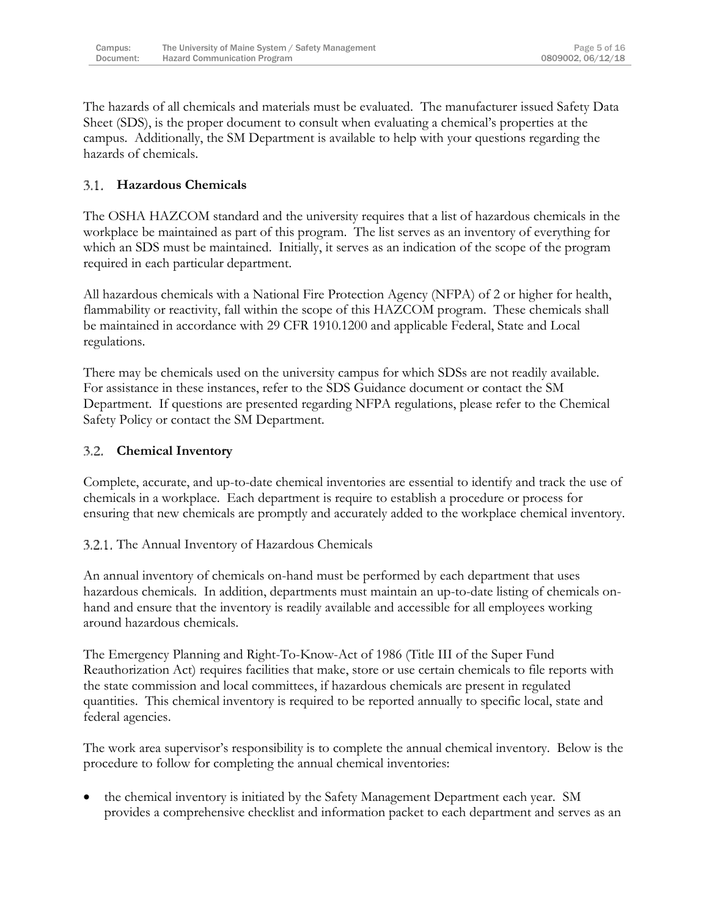The hazards of all chemicals and materials must be evaluated. The manufacturer issued Safety Data Sheet (SDS), is the proper document to consult when evaluating a chemical's properties at the campus. Additionally, the SM Department is available to help with your questions regarding the hazards of chemicals.

## 3.1. Hazardous Chemicals

The OSHA HAZCOM standard and the university requires that a list of hazardous chemicals in the workplace be maintained as part of this program. The list serves as an inventory of everything for which an SDS must be maintained. Initially, it serves as an indication of the scope of the program required in each particular department.

All hazardous chemicals with a National Fire Protection Agency (NFPA) of 2 or higher for health, flammability or reactivity, fall within the scope of this HAZCOM program. These chemicals shall be maintained in accordance with 29 CFR 1910.1200 and applicable Federal, State and Local regulations.

There may be chemicals used on the university campus for which SDSs are not readily available. For assistance in these instances, refer to the SDS Guidance document or contact the SM Department. If questions are presented regarding NFPA regulations, please refer to the Chemical Safety Policy or contact the SM Department.

## 3.2. Chemical Inventory

Complete, accurate, and up-to-date chemical inventories are essential to identify and track the use of chemicals in a workplace. Each department is require to establish a procedure or process for ensuring that new chemicals are promptly and accurately added to the workplace chemical inventory.

### 3.2.1. The Annual Inventory of Hazardous Chemicals

An annual inventory of chemicals on-hand must be performed by each department that uses hazardous chemicals. In addition, departments must maintain an up-to-date listing of chemicals on-hand and ensure that the inventory is readily available and accessible for all employees working around hazardous chemicals.

The Emergency Planning and Right-To-Know-Act of 1986 (Title III of the Super Fund Reauthorization Act) requires facilities that make, store or use certain chemicals to file reports with the state commission and local committees, if hazardous chemicals are present in regulated quantities. This chemical inventory is required to be reported annually to specific local, state and federal agencies.

The work area supervisor's responsibility is to complete the annual chemical inventory. Below is the procedure to follow for completing the annual chemical inventories:

- the chemical inventory is initiated by the Safety Management Department each year. SM provides a comprehensive checklist and information packet to each department and serves as an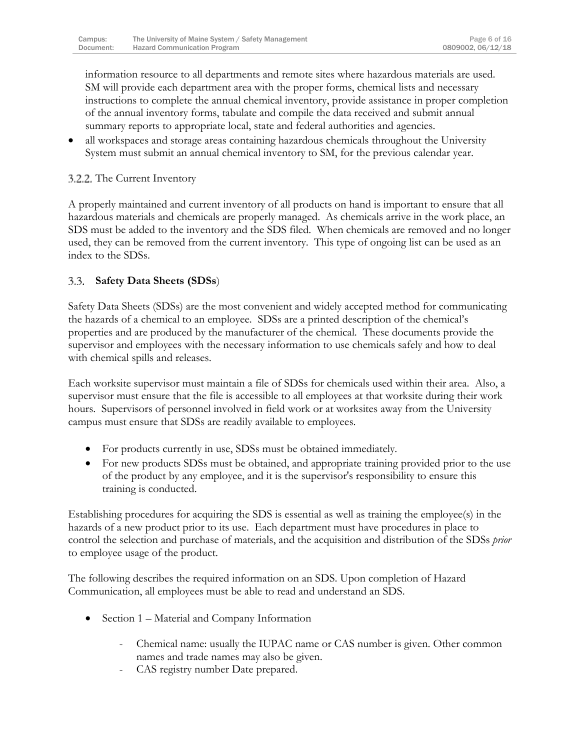information resource to all departments and remote sites where hazardous materials are used. SM will provide each department area with the proper forms, chemical lists and necessary instructions to complete the annual chemical inventory, provide assistance in proper completion of the annual inventory forms, tabulate and compile the data received and submit annual summary reports to appropriate local, state and federal authorities and agencies.

- all workspaces and storage areas containing hazardous chemicals throughout the University System must submit an annual chemical inventory to SM, for the previous calendar year.

### 3.2.2. The Current Inventory

A properly maintained and current inventory of all products on hand is important to ensure that all hazardous materials and chemicals are properly managed. As chemicals arrive in the work place, an SDS must be added to the inventory and the SDS filed. When chemicals are removed and no longer used, they can be removed from the current inventory. This type of ongoing list can be used as an index to the SDSs.

## 3.3. **Safety Data Sheets (SDSs**)

Safety Data Sheets (SDSs) are the most convenient and widely accepted method for communicating the hazards of a chemical to an employee. SDSs are a printed description of the chemical's properties and are produced by the manufacturer of the chemical. These documents provide the supervisor and employees with the necessary information to use chemicals safely and how to deal with chemical spills and releases.

Each worksite supervisor must maintain a file of SDSs for chemicals used within their area. Also, a supervisor must ensure that the file is accessible to all employees at that worksite during their work hours. Supervisors of personnel involved in field work or at worksites away from the University campus must ensure that SDSs are readily available to employees.

- For products currently in use, SDSs must be obtained immediately.
- For new products SDSs must be obtained, and appropriate training provided prior to the use of the product by any employee, and it is the supervisor's responsibility to ensure this training is conducted.

Establishing procedures for acquiring the SDS is essential as well as training the employee(s) in the hazards of a new product prior to its use. Each department must have procedures in place to control the selection and purchase of materials, and the acquisition and distribution of the SDSs *prior* to employee usage of the product.

The following describes the required information on an SDS. Upon completion of Hazard Communication, all employees must be able to read and understand an SDS.

- Section 1 – Material and Company Information
  - Chemical name: usually the IUPAC name or CAS number is given. Other common names and trade names may also be given.
  - CAS registry number Date prepared.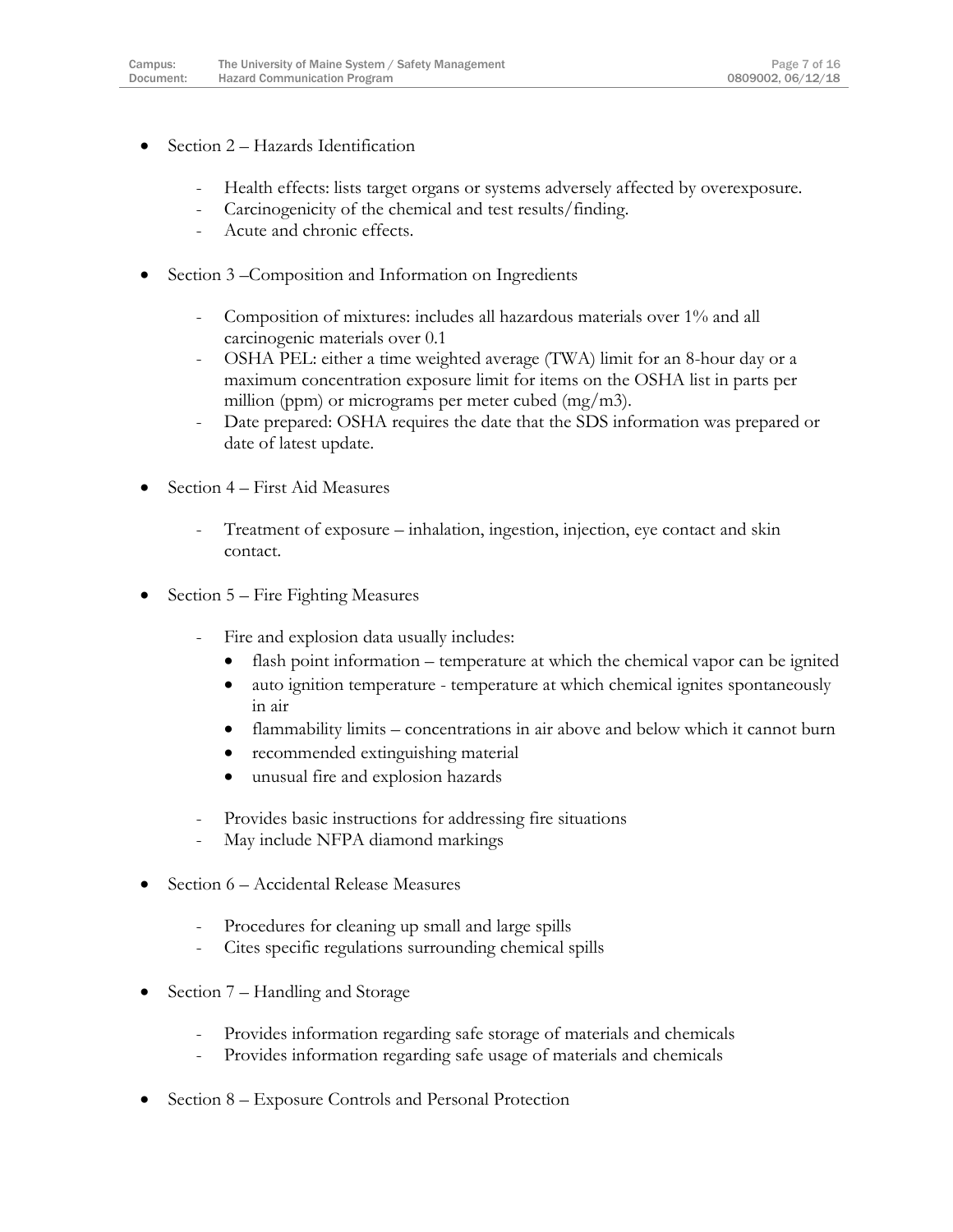- Section 2 – Hazards Identification

    - Health effects: lists target organs or systems adversely affected by overexposure.
    - Carcinogenicity of the chemical and test results/finding.
    - Acute and chronic effects.

- Section 3 –Composition and Information on Ingredients

    - Composition of mixtures: includes all hazardous materials over 1% and all carcinogenic materials over 0.1
    - OSHA PEL: either a time weighted average (TWA) limit for an 8-hour day or a maximum concentration exposure limit for items on the OSHA list in parts per million (ppm) or micrograms per meter cubed (mg/m3).
    - Date prepared: OSHA requires the date that the SDS information was prepared or date of latest update.

- Section 4 – First Aid Measures

    - Treatment of exposure – inhalation, ingestion, injection, eye contact and skin contact.

- Section 5 – Fire Fighting Measures

    - Fire and explosion data usually includes:
        - flash point information – temperature at which the chemical vapor can be ignited
        - auto ignition temperature - temperature at which chemical ignites spontaneously in air
        - flammability limits – concentrations in air above and below which it cannot burn
        - recommended extinguishing material
        - unusual fire and explosion hazards

    - Provides basic instructions for addressing fire situations
    - May include NFPA diamond markings

- Section 6 – Accidental Release Measures

    - Procedures for cleaning up small and large spills
    - Cites specific regulations surrounding chemical spills

- Section 7 – Handling and Storage

    - Provides information regarding safe storage of materials and chemicals
    - Provides information regarding safe usage of materials and chemicals

- Section 8 – Exposure Controls and Personal Protection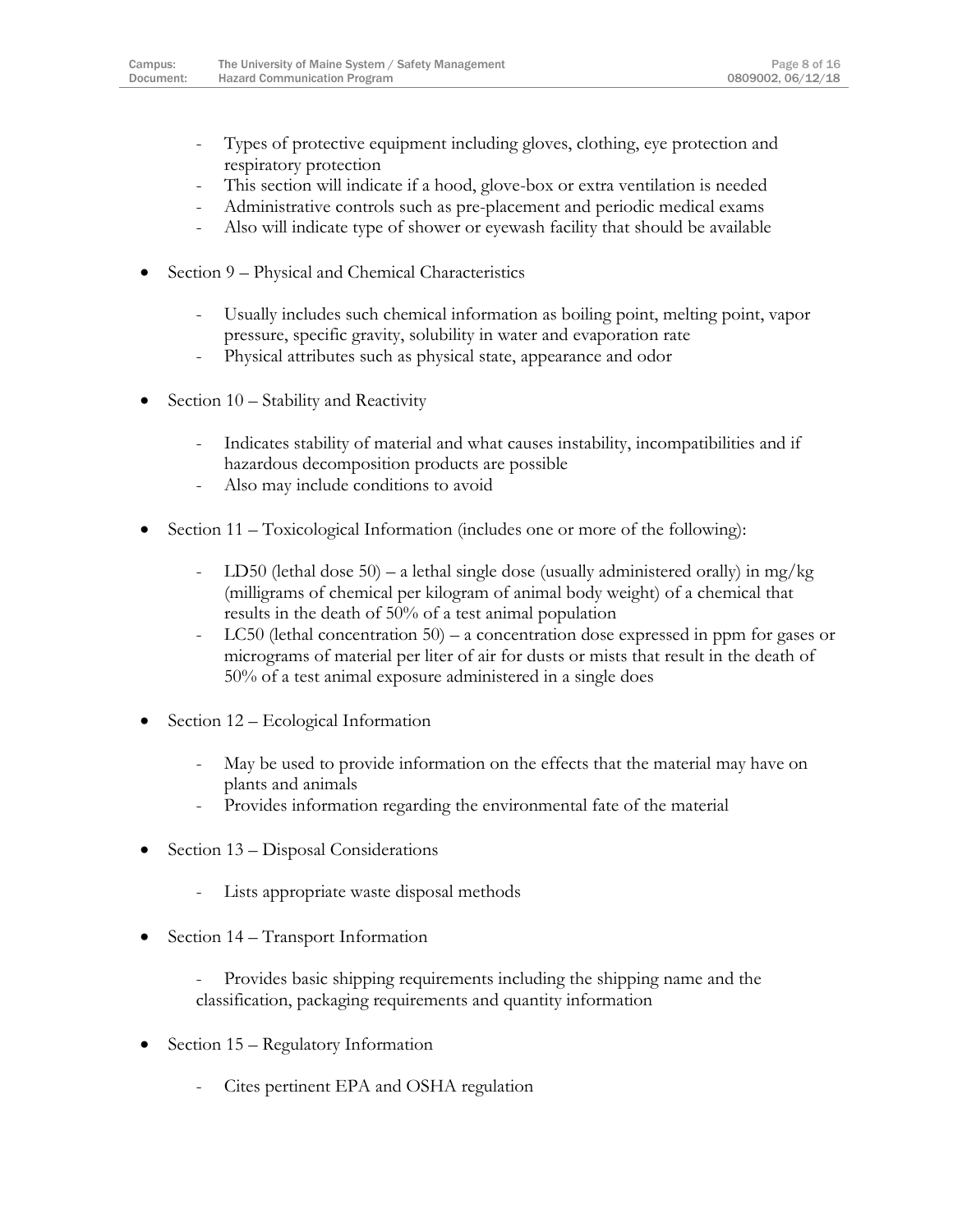- Types of protective equipment including gloves, clothing, eye protection and respiratory protection
  - This section will indicate if a hood, glove-box or extra ventilation is needed
  - Administrative controls such as pre-placement and periodic medical exams
  - Also will indicate type of shower or eyewash facility that should be available

- Section 9 – Physical and Chemical Characteristics

  - Usually includes such chemical information as boiling point, melting point, vapor pressure, specific gravity, solubility in water and evaporation rate
  - Physical attributes such as physical state, appearance and odor

- Section 10 – Stability and Reactivity

  - Indicates stability of material and what causes instability, incompatibilities and if hazardous decomposition products are possible
  - Also may include conditions to avoid

- Section 11 – Toxicological Information (includes one or more of the following):

  - LD50 (lethal dose 50) – a lethal single dose (usually administered orally) in mg/kg (milligrams of chemical per kilogram of animal body weight) of a chemical that results in the death of 50% of a test animal population
  - LC50 (lethal concentration 50) – a concentration dose expressed in ppm for gases or micrograms of material per liter of air for dusts or mists that result in the death of 50% of a test animal exposure administered in a single does

- Section 12 – Ecological Information

  - May be used to provide information on the effects that the material may have on plants and animals
  - Provides information regarding the environmental fate of the material

- Section 13 – Disposal Considerations

  - Lists appropriate waste disposal methods

- Section 14 – Transport Information

  - Provides basic shipping requirements including the shipping name and the classification, packaging requirements and quantity information

- Section 15 – Regulatory Information

  - Cites pertinent EPA and OSHA regulation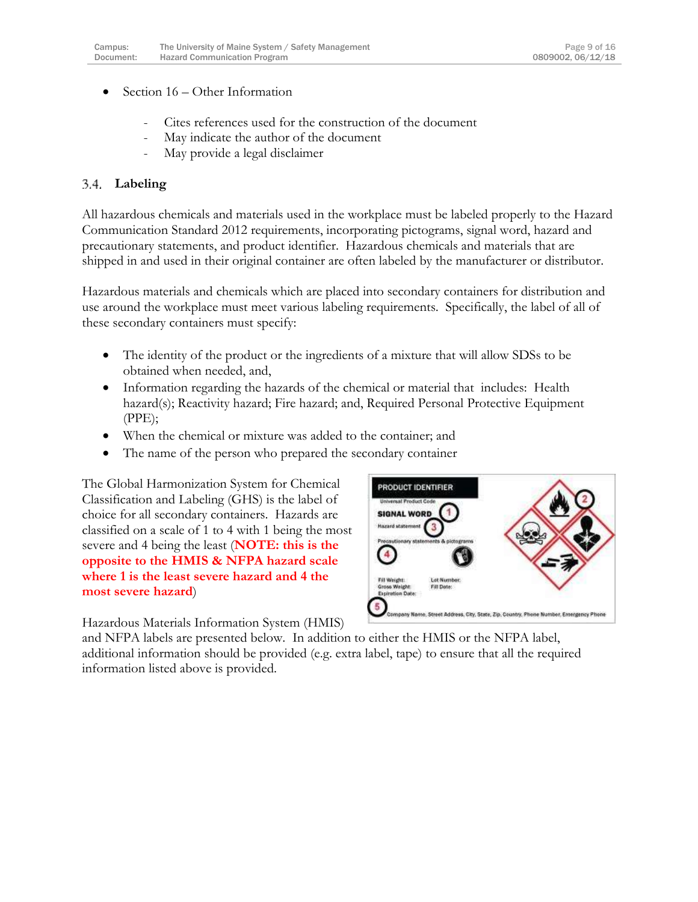- Section 16 – Other Information
  - Cites references used for the construction of the document
  - May indicate the author of the document
  - May provide a legal disclaimer

### 3.4. Labeling

All hazardous chemicals and materials used in the workplace must be labeled properly to the Hazard Communication Standard 2012 requirements, incorporating pictograms, signal word, hazard and precautionary statements, and product identifier. Hazardous chemicals and materials that are shipped in and used in their original container are often labeled by the manufacturer or distributor.

Hazardous materials and chemicals which are placed into secondary containers for distribution and use around the workplace must meet various labeling requirements. Specifically, the label of all of these secondary containers must specify:

- The identity of the product or the ingredients of a mixture that will allow SDSs to be obtained when needed, and,
- Information regarding the hazards of the chemical or material that includes: Health hazard(s); Reactivity hazard; Fire hazard; and, Required Personal Protective Equipment (PPE);
- When the chemical or mixture was added to the container; and
- The name of the person who prepared the secondary container

The Global Harmonization System for Chemical Classification and Labeling (GHS) is the label of choice for all secondary containers. Hazards are classified on a scale of 1 to 4 with 1 being the most severe and 4 being the least (**NOTE: this is the opposite to the HMIS & NFPA hazard scale where 1 is the least severe hazard and 4 the most severe hazard**)

Hazardous Materials Information System (HMIS) and NFPA labels are presented below. In addition to either the HMIS or the NFPA label, additional information should be provided (e.g. extra label, tape) to ensure that all the required information listed above is provided.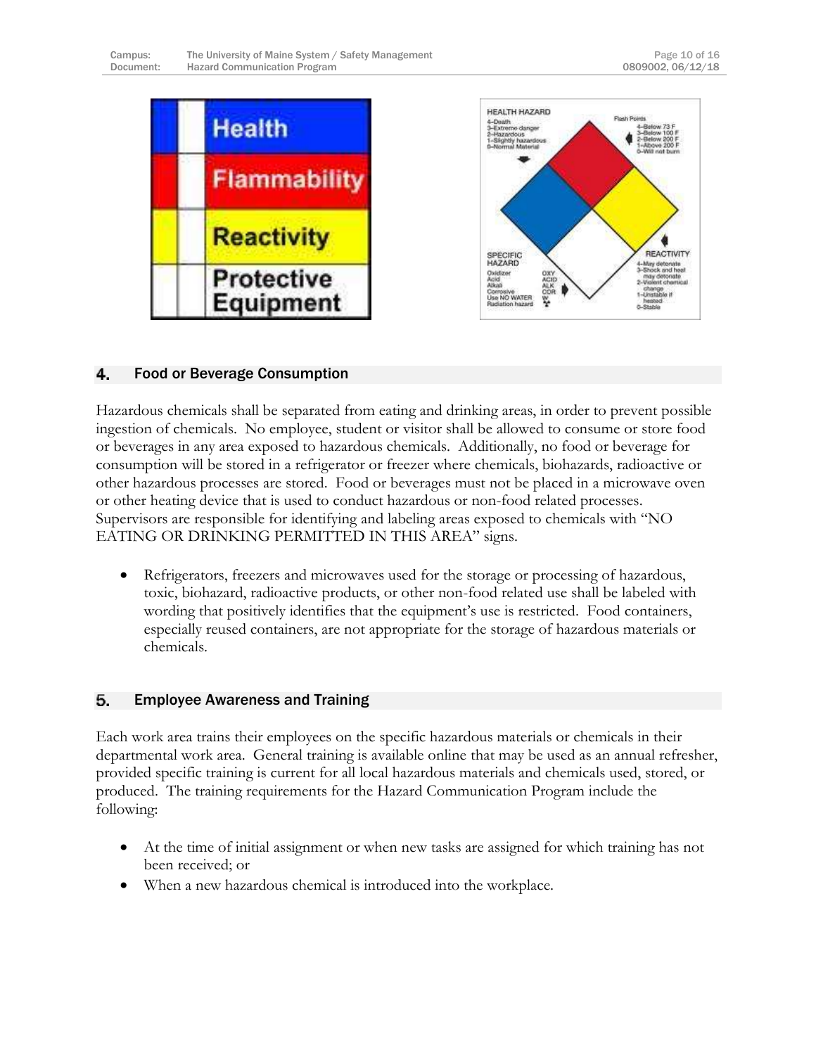| Health |
|---|
| Flammability |
| Reactivity |
| Protective Equipment |

HEALTH HAZARD
4–Death
3–Extreme danger
2–Hazardous
1–Slightly hazardous
0–Normal Material

Flash Points
4–Below 73 F
3–Below 100 F
2–Below 200 F
1–Above 200 F
0–Will not burn

SPECIFIC HAZARD
Oxidizer OXY
Acid ACID
Alkali ALK
Corrosive COR
Use NO WATER W
Radiation hazard

REACTIVITY
4–May detonate
3–Shock and heat may detonate
2–Violent chemical change
1–Unstable if heated
0–Stable

## 4. Food or Beverage Consumption

Hazardous chemicals shall be separated from eating and drinking areas, in order to prevent possible ingestion of chemicals. No employee, student or visitor shall be allowed to consume or store food or beverages in any area exposed to hazardous chemicals. Additionally, no food or beverage for consumption will be stored in a refrigerator or freezer where chemicals, biohazards, radioactive or other hazardous processes are stored. Food or beverages must not be placed in a microwave oven or other heating device that is used to conduct hazardous or non-food related processes. Supervisors are responsible for identifying and labeling areas exposed to chemicals with "NO EATING OR DRINKING PERMITTED IN THIS AREA" signs.

- Refrigerators, freezers and microwaves used for the storage or processing of hazardous, toxic, biohazard, radioactive products, or other non-food related use shall be labeled with wording that positively identifies that the equipment's use is restricted. Food containers, especially reused containers, are not appropriate for the storage of hazardous materials or chemicals.

## 5. Employee Awareness and Training

Each work area trains their employees on the specific hazardous materials or chemicals in their departmental work area. General training is available online that may be used as an annual refresher, provided specific training is current for all local hazardous materials and chemicals used, stored, or produced. The training requirements for the Hazard Communication Program include the following:

- At the time of initial assignment or when new tasks are assigned for which training has not been received; or
- When a new hazardous chemical is introduced into the workplace.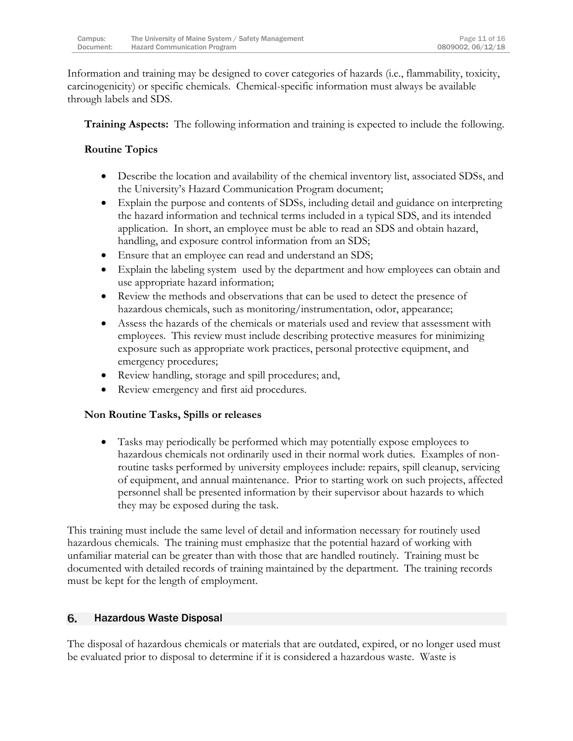Information and training may be designed to cover categories of hazards (i.e., flammability, toxicity, carcinogenicity) or specific chemicals. Chemical-specific information must always be available through labels and SDS.

**Training Aspects:** The following information and training is expected to include the following.

**Routine Topics**

- Describe the location and availability of the chemical inventory list, associated SDSs, and the University's Hazard Communication Program document;
- Explain the purpose and contents of SDSs, including detail and guidance on interpreting the hazard information and technical terms included in a typical SDS, and its intended application. In short, an employee must be able to read an SDS and obtain hazard, handling, and exposure control information from an SDS;
- Ensure that an employee can read and understand an SDS;
- Explain the labeling system used by the department and how employees can obtain and use appropriate hazard information;
- Review the methods and observations that can be used to detect the presence of hazardous chemicals, such as monitoring/instrumentation, odor, appearance;
- Assess the hazards of the chemicals or materials used and review that assessment with employees. This review must include describing protective measures for minimizing exposure such as appropriate work practices, personal protective equipment, and emergency procedures;
- Review handling, storage and spill procedures; and,
- Review emergency and first aid procedures.

**Non Routine Tasks, Spills or releases**

- Tasks may periodically be performed which may potentially expose employees to hazardous chemicals not ordinarily used in their normal work duties. Examples of non-routine tasks performed by university employees include: repairs, spill cleanup, servicing of equipment, and annual maintenance. Prior to starting work on such projects, affected personnel shall be presented information by their supervisor about hazards to which they may be exposed during the task.

This training must include the same level of detail and information necessary for routinely used hazardous chemicals. The training must emphasize that the potential hazard of working with unfamiliar material can be greater than with those that are handled routinely. Training must be documented with detailed records of training maintained by the department. The training records must be kept for the length of employment.

## 6. Hazardous Waste Disposal

The disposal of hazardous chemicals or materials that are outdated, expired, or no longer used must be evaluated prior to disposal to determine if it is considered a hazardous waste. Waste is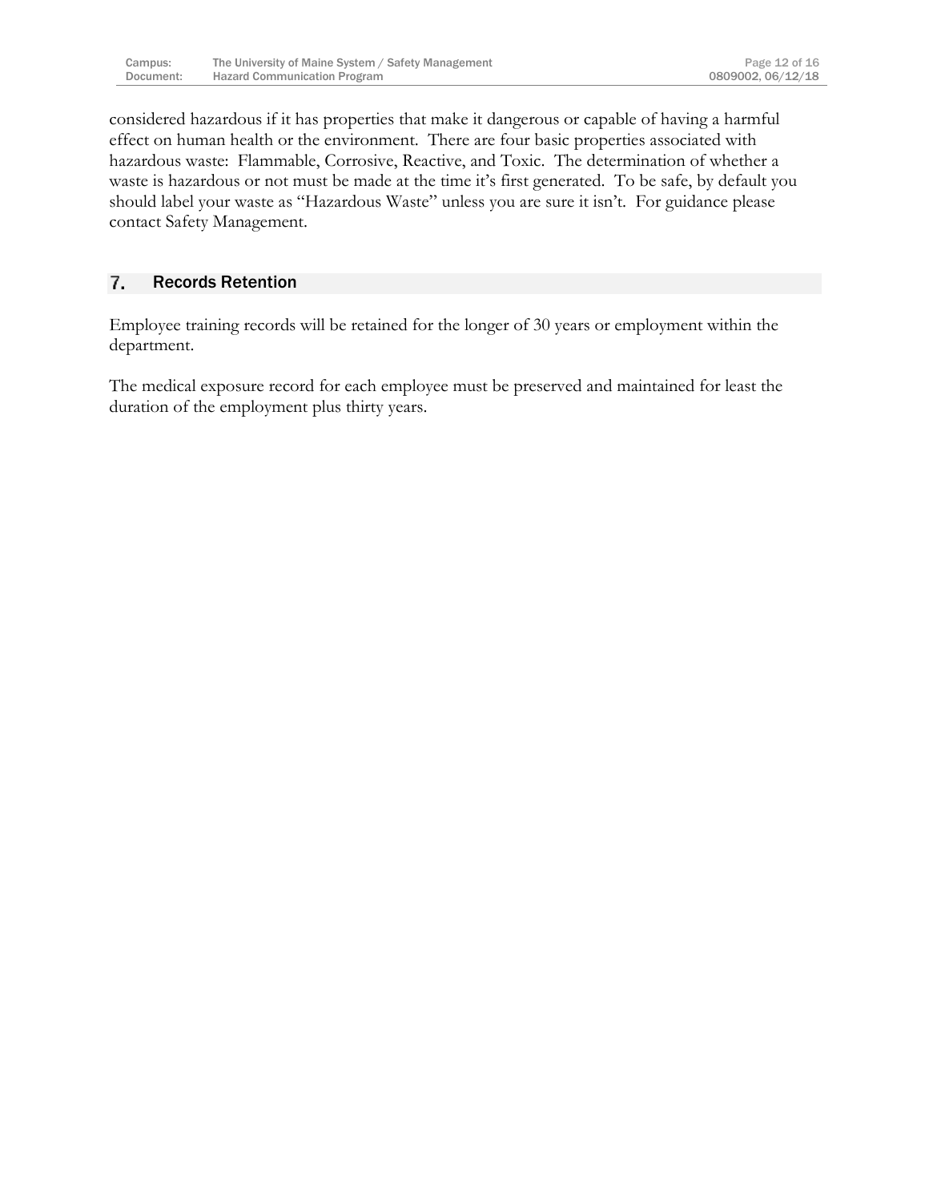considered hazardous if it has properties that make it dangerous or capable of having a harmful effect on human health or the environment. There are four basic properties associated with hazardous waste: Flammable, Corrosive, Reactive, and Toxic. The determination of whether a waste is hazardous or not must be made at the time it's first generated. To be safe, by default you should label your waste as "Hazardous Waste" unless you are sure it isn't. For guidance please contact Safety Management.

## 7. Records Retention

Employee training records will be retained for the longer of 30 years or employment within the department.

The medical exposure record for each employee must be preserved and maintained for least the duration of the employment plus thirty years.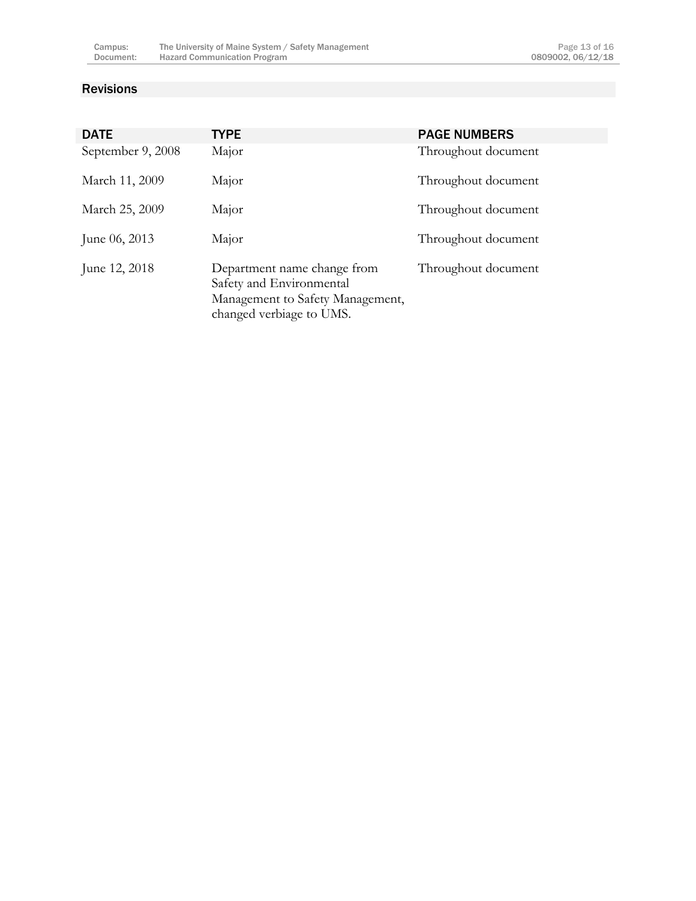## Revisions

| DATE | TYPE | PAGE NUMBERS |
|---|---|---|
| September 9, 2008 | Major | Throughout document |
| March 11, 2009 | Major | Throughout document |
| March 25, 2009 | Major | Throughout document |
| June 06, 2013 | Major | Throughout document |
| June 12, 2018 | Department name change from Safety and Environmental Management to Safety Management, changed verbiage to UMS. | Throughout document |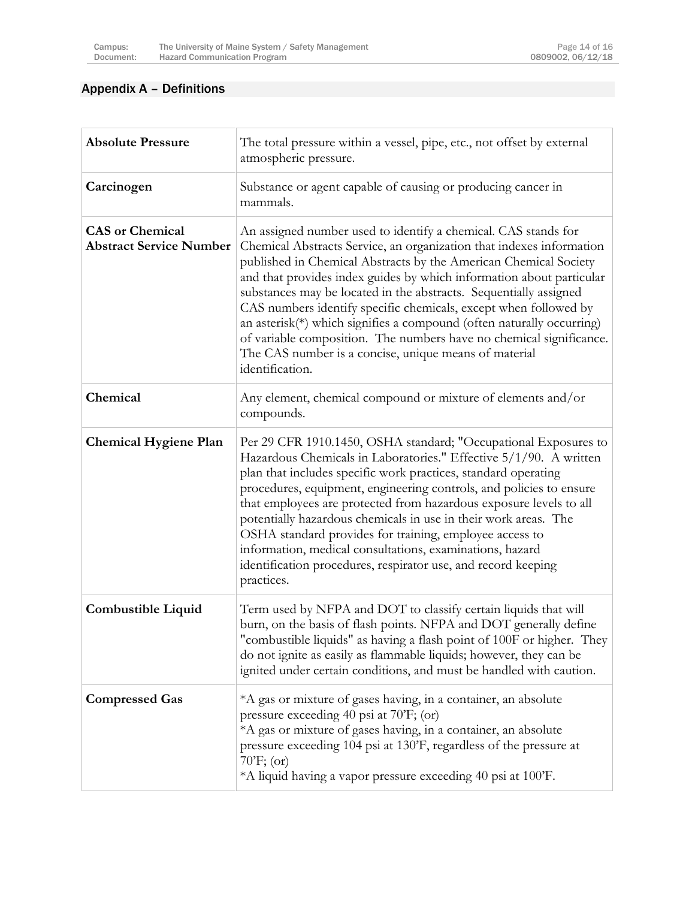## Appendix A – Definitions

| | |
|---|---|
| **Absolute Pressure** | The total pressure within a vessel, pipe, etc., not offset by external atmospheric pressure. |
| **Carcinogen** | Substance or agent capable of causing or producing cancer in mammals. |
| **CAS or Chemical Abstract Service Number** | An assigned number used to identify a chemical. CAS stands for Chemical Abstracts Service, an organization that indexes information published in Chemical Abstracts by the American Chemical Society and that provides index guides by which information about particular substances may be located in the abstracts. Sequentially assigned CAS numbers identify specific chemicals, except when followed by an asterisk(*) which signifies a compound (often naturally occurring) of variable composition. The numbers have no chemical significance. The CAS number is a concise, unique means of material identification. |
| **Chemical** | Any element, chemical compound or mixture of elements and/or compounds. |
| **Chemical Hygiene Plan** | Per 29 CFR 1910.1450, OSHA standard; "Occupational Exposures to Hazardous Chemicals in Laboratories." Effective 5/1/90. A written plan that includes specific work practices, standard operating procedures, equipment, engineering controls, and policies to ensure that employees are protected from hazardous exposure levels to all potentially hazardous chemicals in use in their work areas. The OSHA standard provides for training, employee access to information, medical consultations, examinations, hazard identification procedures, respirator use, and record keeping practices. |
| **Combustible Liquid** | Term used by NFPA and DOT to classify certain liquids that will burn, on the basis of flash points. NFPA and DOT generally define "combustible liquids" as having a flash point of 100F or higher. They do not ignite as easily as flammable liquids; however, they can be ignited under certain conditions, and must be handled with caution. |
| **Compressed Gas** | *A gas or mixture of gases having, in a container, an absolute pressure exceeding 40 psi at 70'F; (or)<br>*A gas or mixture of gases having, in a container, an absolute pressure exceeding 104 psi at 130'F, regardless of the pressure at 70'F; (or)<br>*A liquid having a vapor pressure exceeding 40 psi at 100'F. |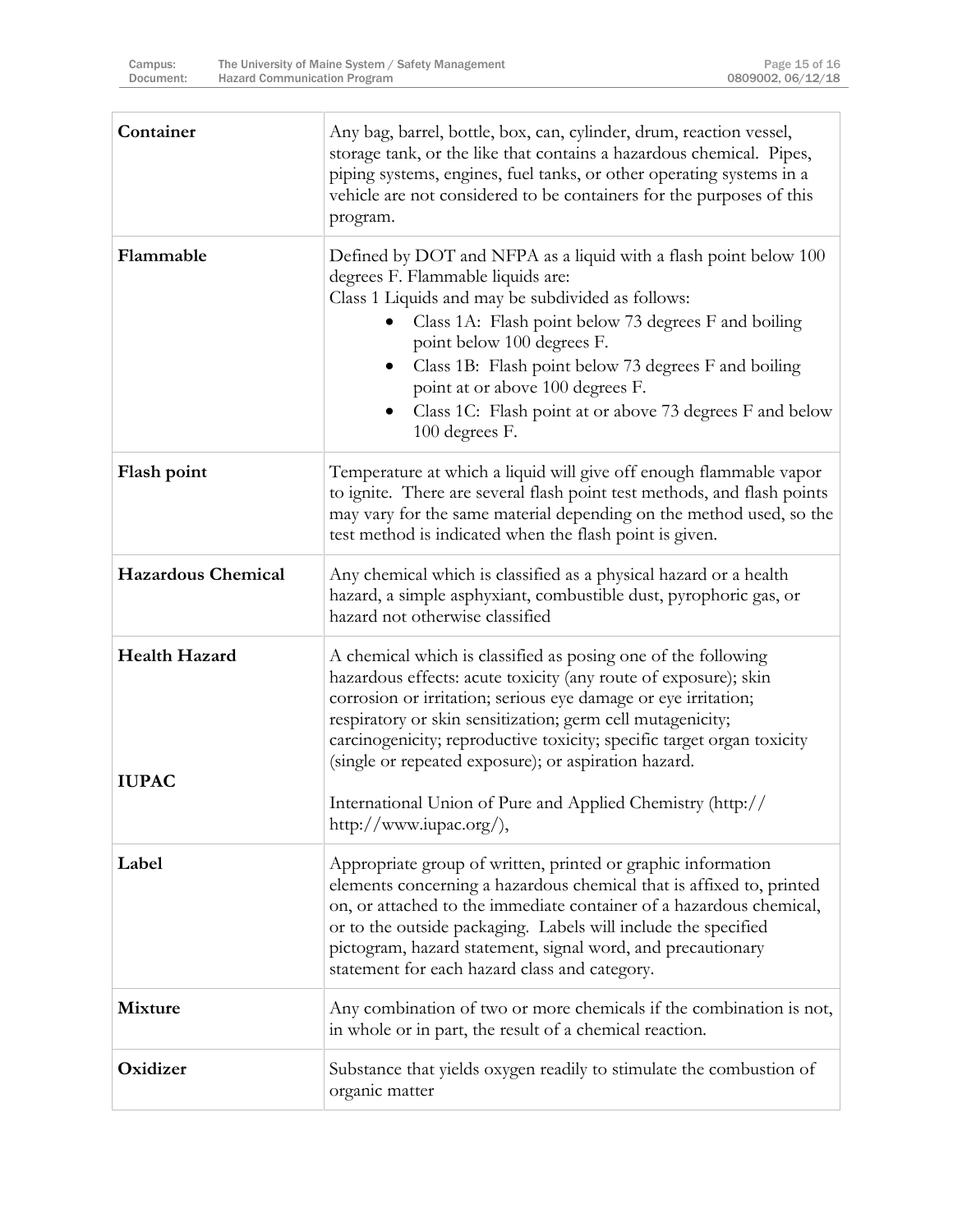| | |
|---|---|
| **Container** | Any bag, barrel, bottle, box, can, cylinder, drum, reaction vessel, storage tank, or the like that contains a hazardous chemical. Pipes, piping systems, engines, fuel tanks, or other operating systems in a vehicle are not considered to be containers for the purposes of this program. |
| **Flammable** | Defined by DOT and NFPA as a liquid with a flash point below 100 degrees F. Flammable liquids are:<br>Class 1 Liquids and may be subdivided as follows:<br>• Class 1A: Flash point below 73 degrees F and boiling point below 100 degrees F.<br>• Class 1B: Flash point below 73 degrees F and boiling point at or above 100 degrees F.<br>• Class 1C: Flash point at or above 73 degrees F and below 100 degrees F. |
| **Flash point** | Temperature at which a liquid will give off enough flammable vapor to ignite. There are several flash point test methods, and flash points may vary for the same material depending on the method used, so the test method is indicated when the flash point is given. |
| **Hazardous Chemical** | Any chemical which is classified as a physical hazard or a health hazard, a simple asphyxiant, combustible dust, pyrophoric gas, or hazard not otherwise classified |
| **Health Hazard** | A chemical which is classified as posing one of the following hazardous effects: acute toxicity (any route of exposure); skin corrosion or irritation; serious eye damage or eye irritation; respiratory or skin sensitization; germ cell mutagenicity; carcinogenicity; reproductive toxicity; specific target organ toxicity (single or repeated exposure); or aspiration hazard. |
| **IUPAC** | International Union of Pure and Applied Chemistry (http:// http://www.iupac.org/), |
| **Label** | Appropriate group of written, printed or graphic information elements concerning a hazardous chemical that is affixed to, printed on, or attached to the immediate container of a hazardous chemical, or to the outside packaging. Labels will include the specified pictogram, hazard statement, signal word, and precautionary statement for each hazard class and category. |
| **Mixture** | Any combination of two or more chemicals if the combination is not, in whole or in part, the result of a chemical reaction. |
| **Oxidizer** | Substance that yields oxygen readily to stimulate the combustion of organic matter |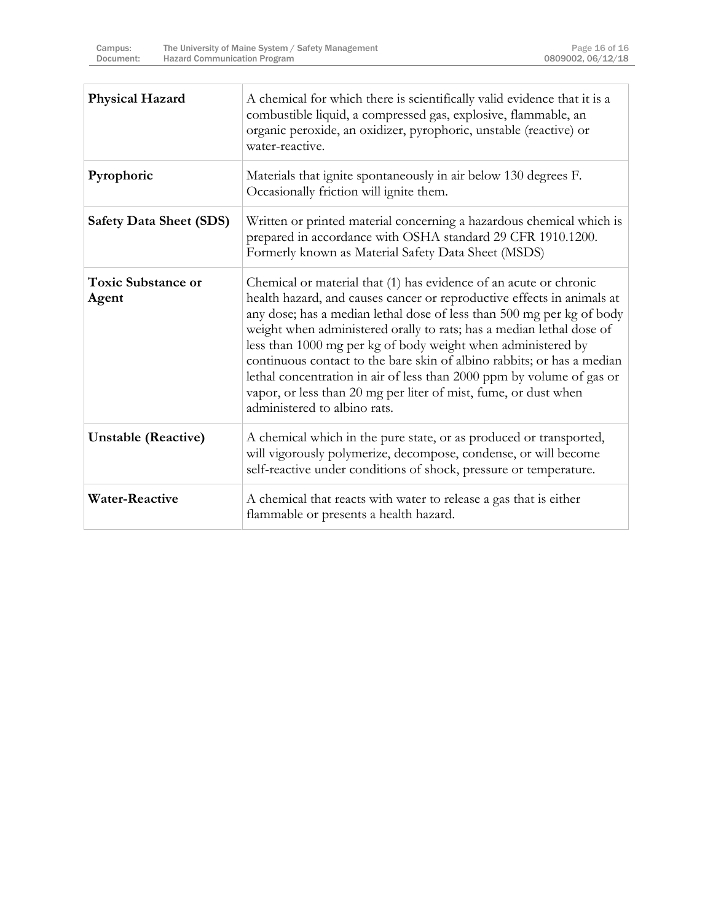| | |
|---|---|
| **Physical Hazard** | A chemical for which there is scientifically valid evidence that it is a combustible liquid, a compressed gas, explosive, flammable, an organic peroxide, an oxidizer, pyrophoric, unstable (reactive) or water-reactive. |
| **Pyrophoric** | Materials that ignite spontaneously in air below 130 degrees F. Occasionally friction will ignite them. |
| **Safety Data Sheet (SDS)** | Written or printed material concerning a hazardous chemical which is prepared in accordance with OSHA standard 29 CFR 1910.1200. Formerly known as Material Safety Data Sheet (MSDS) |
| **Toxic Substance or Agent** | Chemical or material that (1) has evidence of an acute or chronic health hazard, and causes cancer or reproductive effects in animals at any dose; has a median lethal dose of less than 500 mg per kg of body weight when administered orally to rats; has a median lethal dose of less than 1000 mg per kg of body weight when administered by continuous contact to the bare skin of albino rabbits; or has a median lethal concentration in air of less than 2000 ppm by volume of gas or vapor, or less than 20 mg per liter of mist, fume, or dust when administered to albino rats. |
| **Unstable (Reactive)** | A chemical which in the pure state, or as produced or transported, will vigorously polymerize, decompose, condense, or will become self-reactive under conditions of shock, pressure or temperature. |
| **Water-Reactive** | A chemical that reacts with water to release a gas that is either flammable or presents a health hazard. |